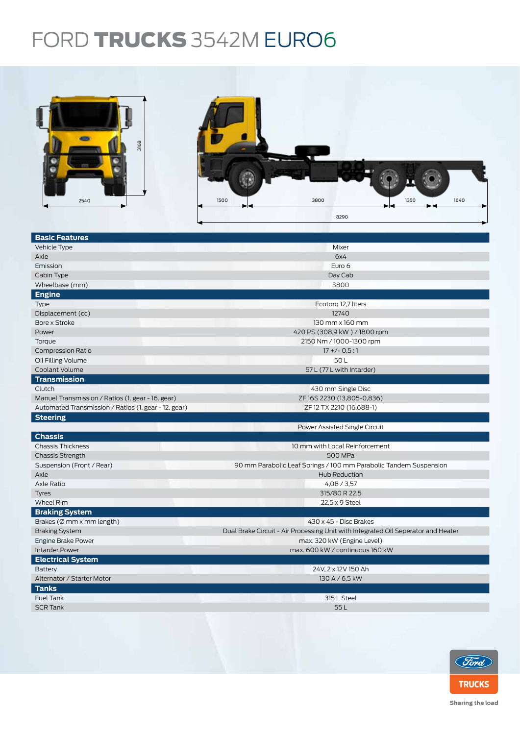# FORD TRUCKS 3542M EURO6

| Basic Features | |
|---|---|
| Vehicle Type | Mixer |
| Axle | 6x4 |
| Emission | Euro 6 |
| Cabin Type | Day Cab |
| Wheelbase (mm) | 3800 |
| **Engine** | |
| Type | Ecotorq 12,7 liters |
| Displacement (cc) | 12740 |
| Bore x Stroke | 130 mm x 160 mm |
| Power | 420 PS (308,9 kW ) / 1800 rpm |
| Torque | 2150 Nm / 1000-1300 rpm |
| Compression Ratio | 17 +/- 0,5 : 1 |
| Oil Filling Volume | 50 L |
| Coolant Volume | 57 L (77 L with Intarder) |
| **Transmission** | |
| Clutch | 430 mm Single Disc |
| Manuel Transmission / Ratios (1. gear - 16. gear) | ZF 16S 2230 (13,805-0,836) |
| Automated Transmission / Ratios (1. gear - 12. gear) | ZF 12 TX 2210 (16,688-1) |
| **Steering** | |
| | Power Assisted Single Circuit |
| **Chassis** | |
| Chassis Thickness | 10 mm with Local Reinforcement |
| Chassis Strength | 500 MPa |
| Suspension (Front / Rear) | 90 mm Parabolic Leaf Springs / 100 mm Parabolic Tandem Suspension |
| Axle | Hub Reduction |
| Axle Ratio | 4,08 / 3,57 |
| Tyres | 315/80 R 22,5 |
| Wheel Rim | 22,5 x 9 Steel |
| **Braking System** | |
| Brakes (Ø mm x mm length) | 430 x 45 - Disc Brakes |
| Braking System | Dual Brake Circuit - Air Processing Unit with Integrated Oil Seperator and Heater |
| Engine Brake Power | max. 320 kW (Engine Level) |
| Intarder Power | max. 600 kW / continuous 160 kW |
| **Electrical System** | |
| Battery | 24V, 2 x 12V 150 Ah |
| Alternator / Starter Motor | 130 A / 6,5 kW |
| **Tanks** | |
| Fuel Tank | 315 L Steel |
| SCR Tank | 55 L |

Sharing the load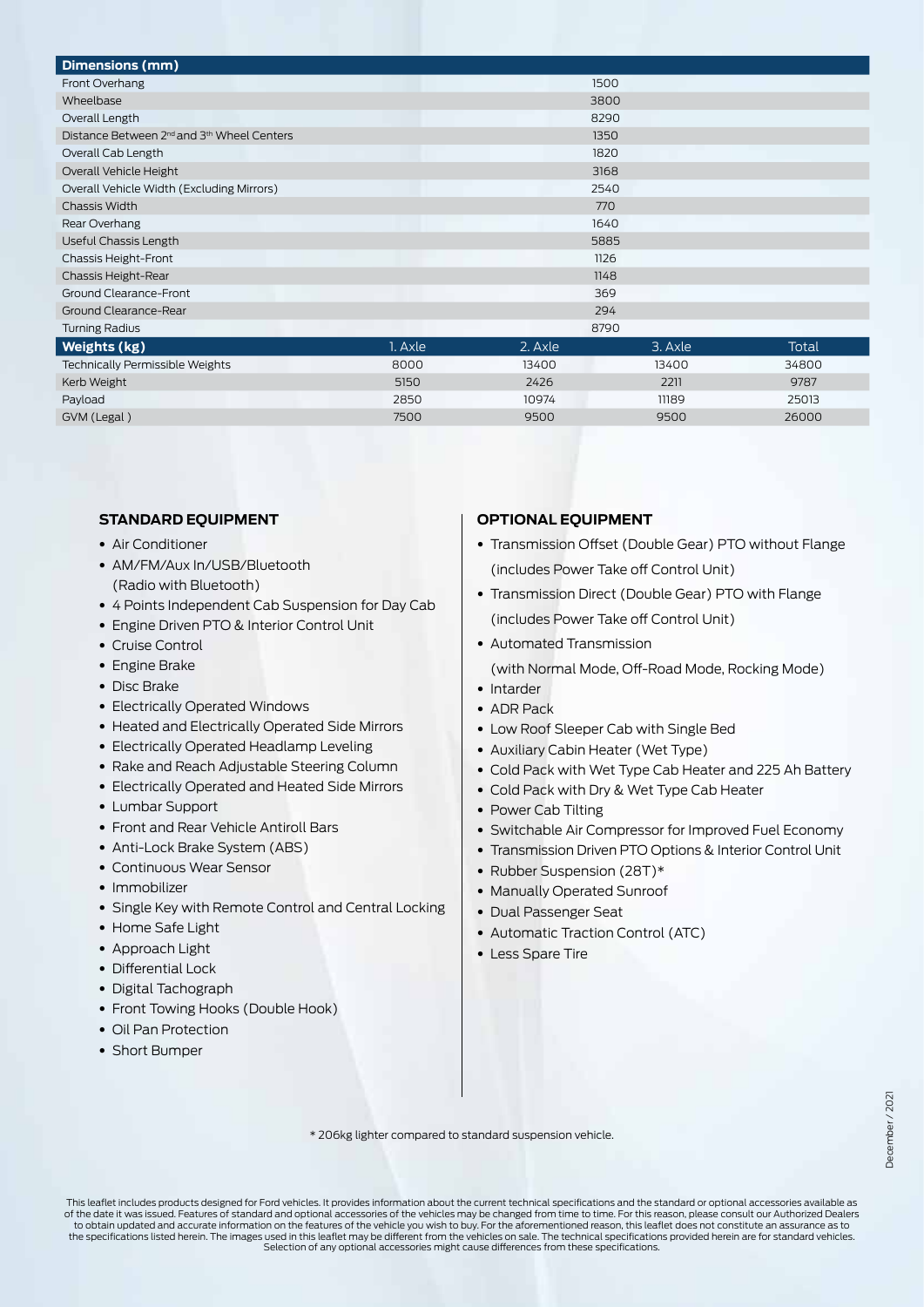| Dimensions (mm) | | | | |
|---|---|---|---|---|
| Front Overhang | 1500 | | | |
| Wheelbase | 3800 | | | |
| Overall Length | 8290 | | | |
| Distance Between 2nd and 3th Wheel Centers | 1350 | | | |
| Overall Cab Length | 1820 | | | |
| Overall Vehicle Height | 3168 | | | |
| Overall Vehicle Width (Excluding Mirrors) | 2540 | | | |
| Chassis Width | 770 | | | |
| Rear Overhang | 1640 | | | |
| Useful Chassis Length | 5885 | | | |
| Chassis Height-Front | 1126 | | | |
| Chassis Height-Rear | 1148 | | | |
| Ground Clearance-Front | 369 | | | |
| Ground Clearance-Rear | 294 | | | |
| Turning Radius | 8790 | | | |
| **Weights (kg)** | 1. Axle | 2. Axle | 3. Axle | Total |
| Technically Permissible Weights | 8000 | 13400 | 13400 | 34800 |
| Kerb Weight | 5150 | 2426 | 2211 | 9787 |
| Payload | 2850 | 10974 | 11189 | 25013 |
| GVM (Legal ) | 7500 | 9500 | 9500 | 26000 |

## STANDARD EQUIPMENT

- Air Conditioner
- AM/FM/Aux In/USB/Bluetooth (Radio with Bluetooth)
- 4 Points Independent Cab Suspension for Day Cab
- Engine Driven PTO & Interior Control Unit
- Cruise Control
- Engine Brake
- Disc Brake
- Electrically Operated Windows
- Heated and Electrically Operated Side Mirrors
- Electrically Operated Headlamp Leveling
- Rake and Reach Adjustable Steering Column
- Electrically Operated and Heated Side Mirrors
- Lumbar Support
- Front and Rear Vehicle Antiroll Bars
- Anti-Lock Brake System (ABS)
- Continuous Wear Sensor
- Immobilizer
- Single Key with Remote Control and Central Locking
- Home Safe Light
- Approach Light
- Differential Lock
- Digital Tachograph
- Front Towing Hooks (Double Hook)
- Oil Pan Protection
- Short Bumper

## OPTIONAL EQUIPMENT

- Transmission Offset (Double Gear) PTO without Flange (includes Power Take off Control Unit)
- Transmission Direct (Double Gear) PTO with Flange (includes Power Take off Control Unit)
- Automated Transmission (with Normal Mode, Off-Road Mode, Rocking Mode)
- Intarder
- ADR Pack
- Low Roof Sleeper Cab with Single Bed
- Auxiliary Cabin Heater (Wet Type)
- Cold Pack with Wet Type Cab Heater and 225 Ah Battery
- Cold Pack with Dry & Wet Type Cab Heater
- Power Cab Tilting
- Switchable Air Compressor for Improved Fuel Economy
- Transmission Driven PTO Options & Interior Control Unit
- Rubber Suspension (28T)*
- Manually Operated Sunroof
- Dual Passenger Seat
- Automatic Traction Control (ATC)
- Less Spare Tire

* 206kg lighter compared to standard suspension vehicle.

December / 2021

This leaflet includes products designed for Ford vehicles. It provides information about the current technical specifications and the standard or optional accessories available as of the date it was issued. Features of standard and optional accessories of the vehicles may be changed from time to time. For this reason, please consult our Authorized Dealers to obtain updated and accurate information on the features of the vehicle you wish to buy. For the aforementioned reason, this leaflet does not constitute an assurance as to the specifications listed herein. The images used in this leaflet may be different from the vehicles on sale. The technical specifications provided herein are for standard vehicles. Selection of any optional accessories might cause differences from these specifications.